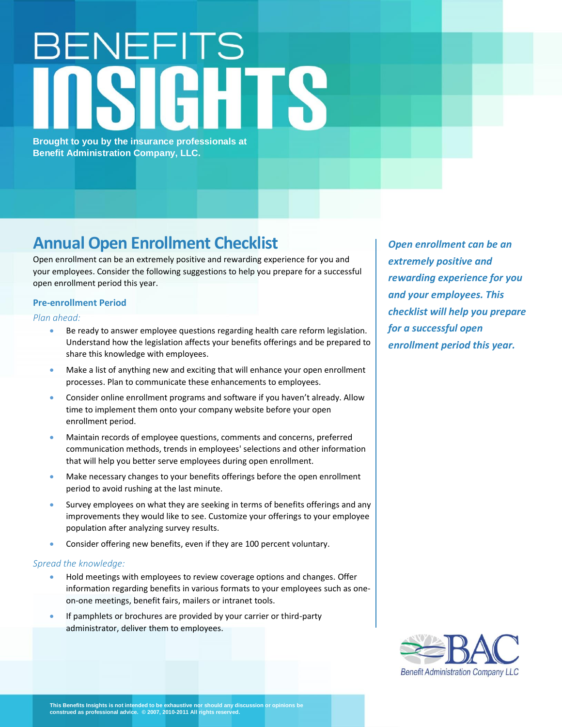# BENEFITS INSIGHTS

**Brought to you by the insurance professionals at Benefit Administration Company, LLC.**

## Annual Open Enrollment Checklist

Open enrollment can be an extremely positive and rewarding experience for you and your employees. Consider the following suggestions to help you prepare for a successful open enrollment period this year.

*Open enrollment can be an extremely positive and rewarding experience for you and your employees. This checklist will help you prepare for a successful open enrollment period this year.*

### Pre-enrollment Period

*Plan ahead:*

- Be ready to answer employee questions regarding health care reform legislation. Understand how the legislation affects your benefits offerings and be prepared to share this knowledge with employees.
- Make a list of anything new and exciting that will enhance your open enrollment processes. Plan to communicate these enhancements to employees.
- Consider online enrollment programs and software if you haven't already. Allow time to implement them onto your company website before your open enrollment period.
- Maintain records of employee questions, comments and concerns, preferred communication methods, trends in employees' selections and other information that will help you better serve employees during open enrollment.
- Make necessary changes to your benefits offerings before the open enrollment period to avoid rushing at the last minute.
- Survey employees on what they are seeking in terms of benefits offerings and any improvements they would like to see. Customize your offerings to your employee population after analyzing survey results.
- Consider offering new benefits, even if they are 100 percent voluntary.

*Spread the knowledge:*

- Hold meetings with employees to review coverage options and changes. Offer information regarding benefits in various formats to your employees such as one-on-one meetings, benefit fairs, mailers or intranet tools.
- If pamphlets or brochures are provided by your carrier or third-party administrator, deliver them to employees.

BAC Benefit Administration Company LLC

This Benefits Insights is not intended to be exhaustive nor should any discussion or opinions be construed as professional advice. © 2007, 2010-2011 All rights reserved.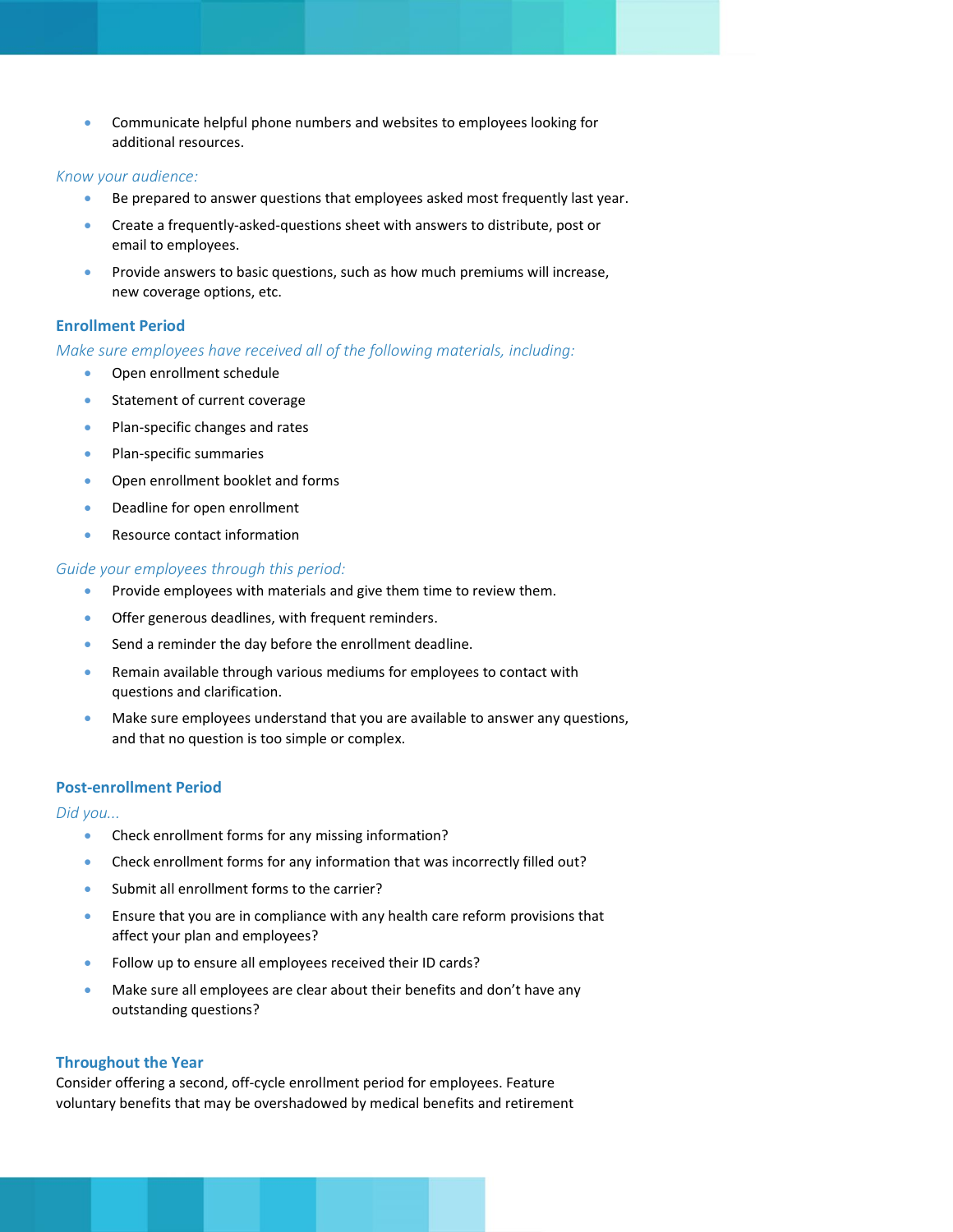- Communicate helpful phone numbers and websites to employees looking for additional resources.

*Know your audience:*

- Be prepared to answer questions that employees asked most frequently last year.
- Create a frequently-asked-questions sheet with answers to distribute, post or email to employees.
- Provide answers to basic questions, such as how much premiums will increase, new coverage options, etc.

## Enrollment Period

*Make sure employees have received all of the following materials, including:*

- Open enrollment schedule
- Statement of current coverage
- Plan-specific changes and rates
- Plan-specific summaries
- Open enrollment booklet and forms
- Deadline for open enrollment
- Resource contact information

*Guide your employees through this period:*

- Provide employees with materials and give them time to review them.
- Offer generous deadlines, with frequent reminders.
- Send a reminder the day before the enrollment deadline.
- Remain available through various mediums for employees to contact with questions and clarification.
- Make sure employees understand that you are available to answer any questions, and that no question is too simple or complex.

## Post-enrollment Period

*Did you...*

- Check enrollment forms for any missing information?
- Check enrollment forms for any information that was incorrectly filled out?
- Submit all enrollment forms to the carrier?
- Ensure that you are in compliance with any health care reform provisions that affect your plan and employees?
- Follow up to ensure all employees received their ID cards?
- Make sure all employees are clear about their benefits and don't have any outstanding questions?

## Throughout the Year

Consider offering a second, off-cycle enrollment period for employees. Feature voluntary benefits that may be overshadowed by medical benefits and retirement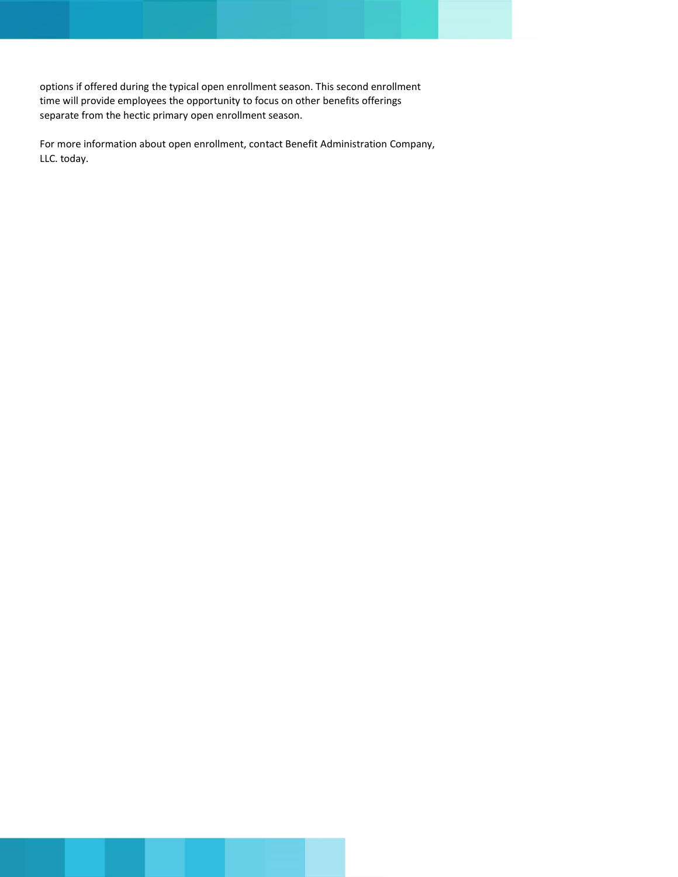options if offered during the typical open enrollment season. This second enrollment time will provide employees the opportunity to focus on other benefits offerings separate from the hectic primary open enrollment season.

For more information about open enrollment, contact Benefit Administration Company, LLC. today.